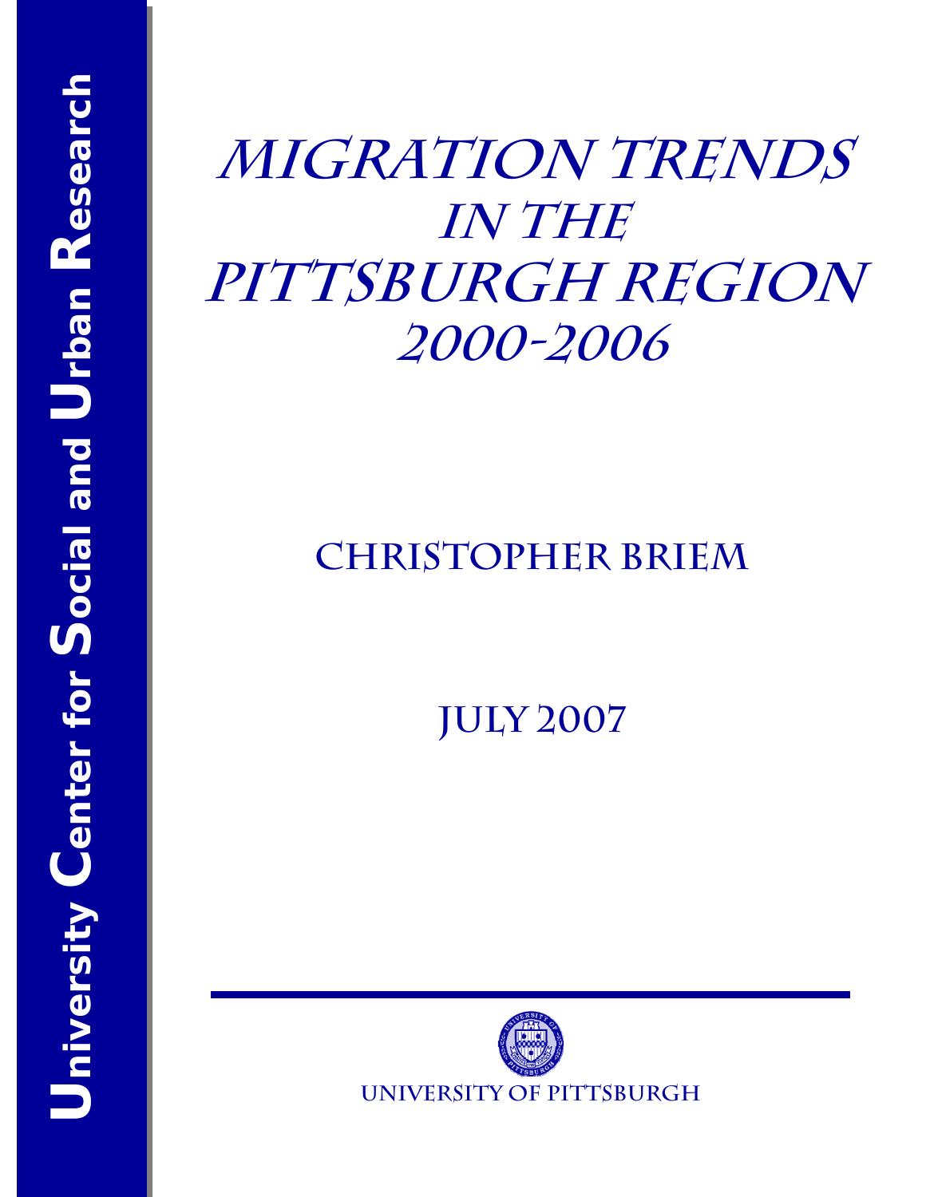University Center for Social and Urban Research

# Migration Trends in the Pittsburgh Region 2000-2006

## Christopher Briem

## July 2007

University of Pittsburgh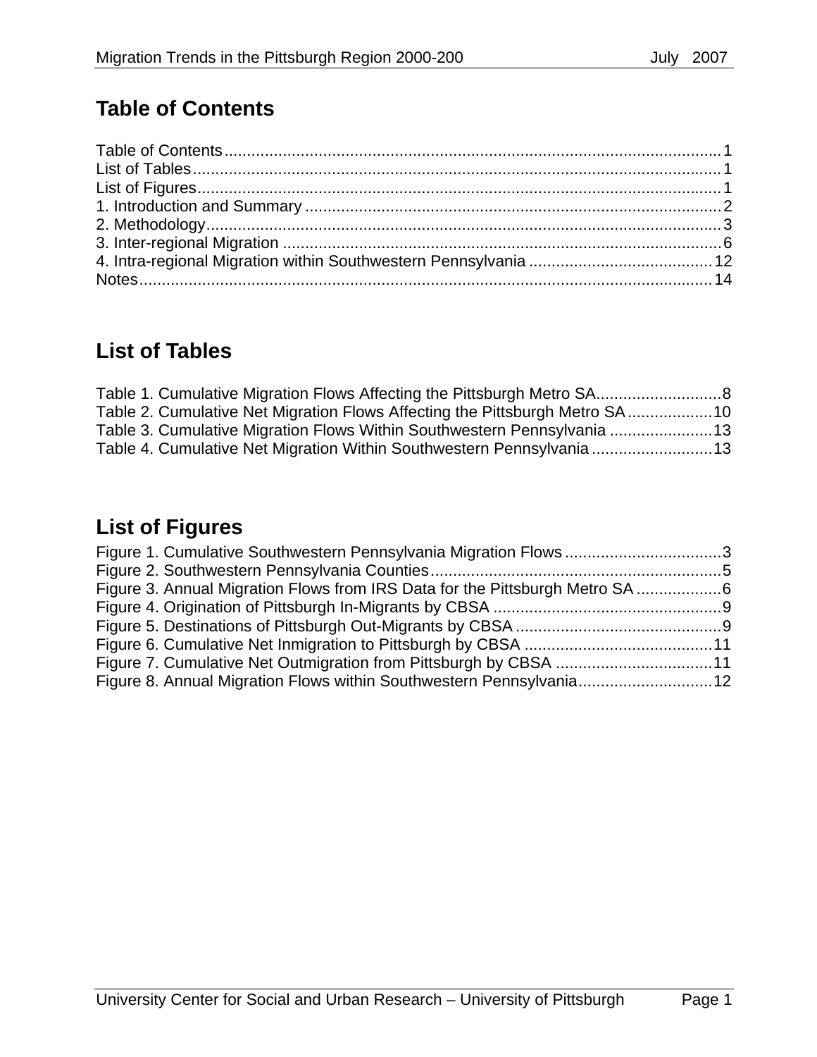# Table of Contents

Table of Contents........................................................................................................1
List of Tables...............................................................................................................1
List of Figures..............................................................................................................1
1. Introduction and Summary .......................................................................................2
2. Methodology.............................................................................................................3
3. Inter-regional Migration ............................................................................................6
4. Intra-regional Migration within Southwestern Pennsylvania ....................................12
Notes...........................................................................................................................14

# List of Tables

Table 1. Cumulative Migration Flows Affecting the Pittsburgh Metro SA............................8
Table 2. Cumulative Net Migration Flows Affecting the Pittsburgh Metro SA...................10
Table 3. Cumulative Migration Flows Within Southwestern Pennsylvania .......................13
Table 4. Cumulative Net Migration Within Southwestern Pennsylvania ...........................13

# List of Figures

Figure 1. Cumulative Southwestern Pennsylvania Migration Flows ...................................3
Figure 2. Southwestern Pennsylvania Counties.................................................................5
Figure 3. Annual Migration Flows from IRS Data for the Pittsburgh Metro SA ...................6
Figure 4. Origination of Pittsburgh In-Migrants by CBSA ...................................................9
Figure 5. Destinations of Pittsburgh Out-Migrants by CBSA ..............................................9
Figure 6. Cumulative Net Inmigration to Pittsburgh by CBSA ..........................................11
Figure 7. Cumulative Net Outmigration from Pittsburgh by CBSA ...................................11
Figure 8. Annual Migration Flows within Southwestern Pennsylvania..............................12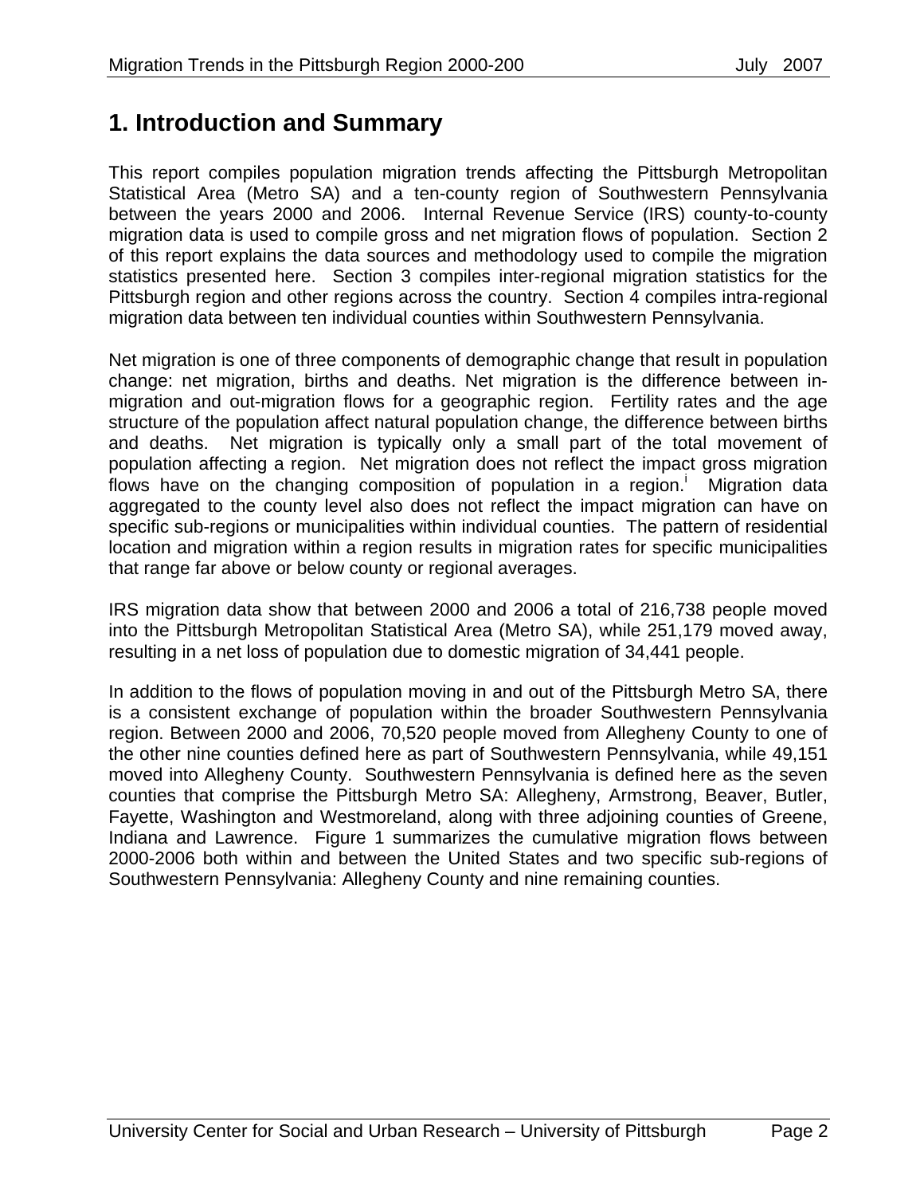# 1. Introduction and Summary

This report compiles population migration trends affecting the Pittsburgh Metropolitan Statistical Area (Metro SA) and a ten-county region of Southwestern Pennsylvania between the years 2000 and 2006. Internal Revenue Service (IRS) county-to-county migration data is used to compile gross and net migration flows of population. Section 2 of this report explains the data sources and methodology used to compile the migration statistics presented here. Section 3 compiles inter-regional migration statistics for the Pittsburgh region and other regions across the country. Section 4 compiles intra-regional migration data between ten individual counties within Southwestern Pennsylvania.

Net migration is one of three components of demographic change that result in population change: net migration, births and deaths. Net migration is the difference between in-migration and out-migration flows for a geographic region. Fertility rates and the age structure of the population affect natural population change, the difference between births and deaths. Net migration is typically only a small part of the total movement of population affecting a region. Net migration does not reflect the impact gross migration flows have on the changing composition of population in a region.[i] Migration data aggregated to the county level also does not reflect the impact migration can have on specific sub-regions or municipalities within individual counties. The pattern of residential location and migration within a region results in migration rates for specific municipalities that range far above or below county or regional averages.

IRS migration data show that between 2000 and 2006 a total of 216,738 people moved into the Pittsburgh Metropolitan Statistical Area (Metro SA), while 251,179 moved away, resulting in a net loss of population due to domestic migration of 34,441 people.

In addition to the flows of population moving in and out of the Pittsburgh Metro SA, there is a consistent exchange of population within the broader Southwestern Pennsylvania region. Between 2000 and 2006, 70,520 people moved from Allegheny County to one of the other nine counties defined here as part of Southwestern Pennsylvania, while 49,151 moved into Allegheny County. Southwestern Pennsylvania is defined here as the seven counties that comprise the Pittsburgh Metro SA: Allegheny, Armstrong, Beaver, Butler, Fayette, Washington and Westmoreland, along with three adjoining counties of Greene, Indiana and Lawrence. Figure 1 summarizes the cumulative migration flows between 2000-2006 both within and between the United States and two specific sub-regions of Southwestern Pennsylvania: Allegheny County and nine remaining counties.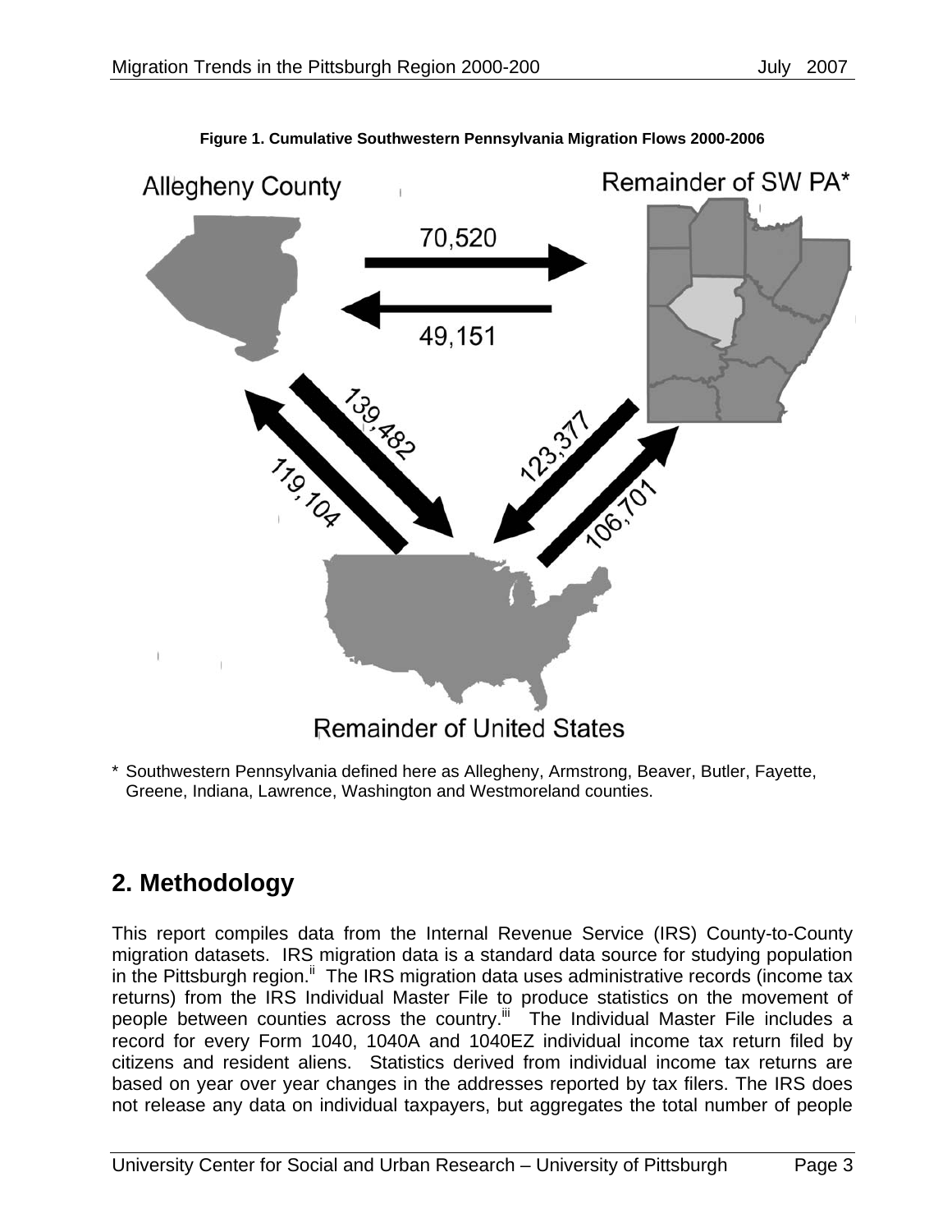**Figure 1. Cumulative Southwestern Pennsylvania Migration Flows 2000-2006**

Allegheny County

Remainder of SW PA*

70,520

49,151

139,482

119,104

123,377

106,701

Remainder of United States

\* Southwestern Pennsylvania defined here as Allegheny, Armstrong, Beaver, Butler, Fayette, Greene, Indiana, Lawrence, Washington and Westmoreland counties.

## 2. Methodology

This report compiles data from the Internal Revenue Service (IRS) County-to-County migration datasets. IRS migration data is a standard data source for studying population in the Pittsburgh region.[ii] The IRS migration data uses administrative records (income tax returns) from the IRS Individual Master File to produce statistics on the movement of people between counties across the country.[iii] The Individual Master File includes a record for every Form 1040, 1040A and 1040EZ individual income tax return filed by citizens and resident aliens. Statistics derived from individual income tax returns are based on year over year changes in the addresses reported by tax filers. The IRS does not release any data on individual taxpayers, but aggregates the total number of people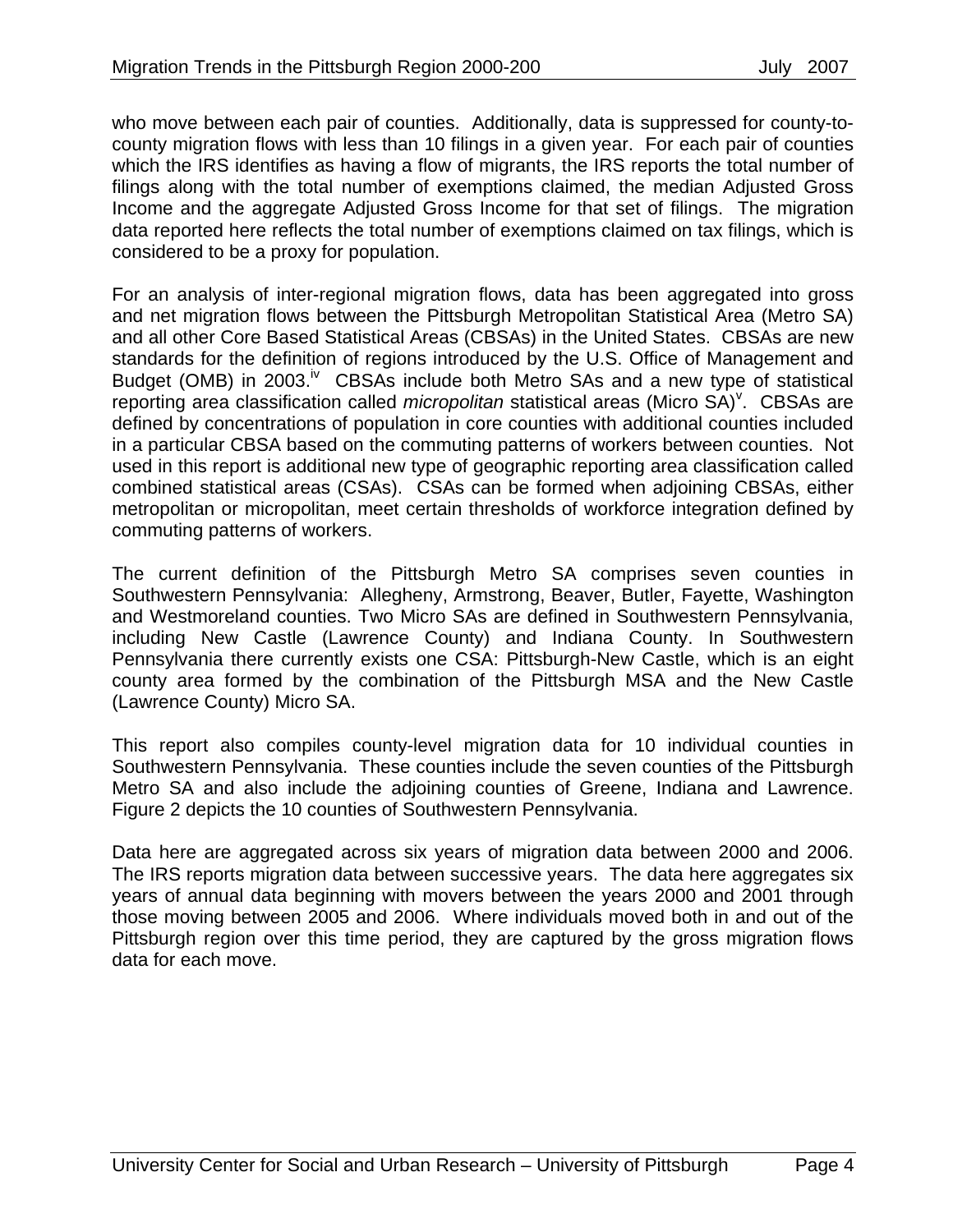who move between each pair of counties. Additionally, data is suppressed for county-to-county migration flows with less than 10 filings in a given year. For each pair of counties which the IRS identifies as having a flow of migrants, the IRS reports the total number of filings along with the total number of exemptions claimed, the median Adjusted Gross Income and the aggregate Adjusted Gross Income for that set of filings. The migration data reported here reflects the total number of exemptions claimed on tax filings, which is considered to be a proxy for population.

For an analysis of inter-regional migration flows, data has been aggregated into gross and net migration flows between the Pittsburgh Metropolitan Statistical Area (Metro SA) and all other Core Based Statistical Areas (CBSAs) in the United States. CBSAs are new standards for the definition of regions introduced by the U.S. Office of Management and Budget (OMB) in 2003.[iv] CBSAs include both Metro SAs and a new type of statistical reporting area classification called *micropolitan* statistical areas (Micro SA)[v]. CBSAs are defined by concentrations of population in core counties with additional counties included in a particular CBSA based on the commuting patterns of workers between counties. Not used in this report is additional new type of geographic reporting area classification called combined statistical areas (CSAs). CSAs can be formed when adjoining CBSAs, either metropolitan or micropolitan, meet certain thresholds of workforce integration defined by commuting patterns of workers.

The current definition of the Pittsburgh Metro SA comprises seven counties in Southwestern Pennsylvania: Allegheny, Armstrong, Beaver, Butler, Fayette, Washington and Westmoreland counties. Two Micro SAs are defined in Southwestern Pennsylvania, including New Castle (Lawrence County) and Indiana County. In Southwestern Pennsylvania there currently exists one CSA: Pittsburgh-New Castle, which is an eight county area formed by the combination of the Pittsburgh MSA and the New Castle (Lawrence County) Micro SA.

This report also compiles county-level migration data for 10 individual counties in Southwestern Pennsylvania. These counties include the seven counties of the Pittsburgh Metro SA and also include the adjoining counties of Greene, Indiana and Lawrence. Figure 2 depicts the 10 counties of Southwestern Pennsylvania.

Data here are aggregated across six years of migration data between 2000 and 2006. The IRS reports migration data between successive years. The data here aggregates six years of annual data beginning with movers between the years 2000 and 2001 through those moving between 2005 and 2006. Where individuals moved both in and out of the Pittsburgh region over this time period, they are captured by the gross migration flows data for each move.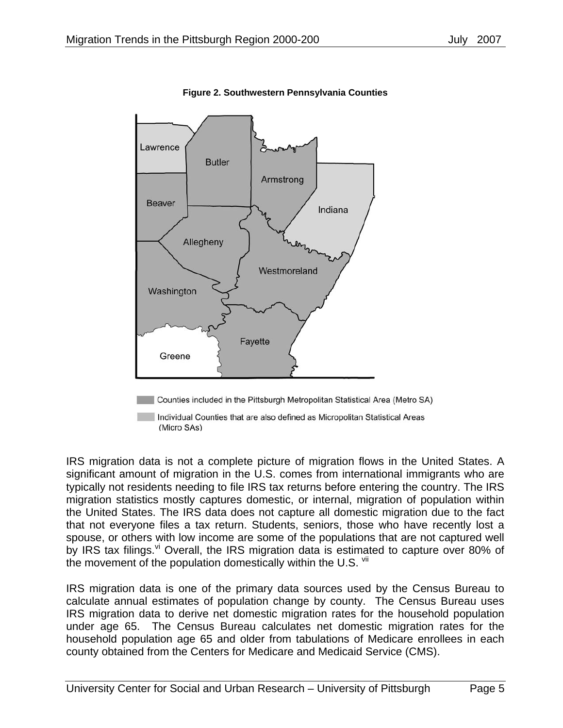**Figure 2. Southwestern Pennsylvania Counties**

Lawrence
Butler
Armstrong
Beaver
Indiana
Allegheny
Westmoreland
Washington
Fayette
Greene

Counties included in the Pittsburgh Metropolitan Statistical Area (Metro SA)

Individual Counties that are also defined as Micropolitan Statistical Areas (Micro SAs)

IRS migration data is not a complete picture of migration flows in the United States. A significant amount of migration in the U.S. comes from international immigrants who are typically not residents needing to file IRS tax returns before entering the country. The IRS migration statistics mostly captures domestic, or internal, migration of population within the United States. The IRS data does not capture all domestic migration due to the fact that not everyone files a tax return. Students, seniors, those who have recently lost a spouse, or others with low income are some of the populations that are not captured well by IRS tax filings.[vi] Overall, the IRS migration data is estimated to capture over 80% of the movement of the population domestically within the U.S. [vii]

IRS migration data is one of the primary data sources used by the Census Bureau to calculate annual estimates of population change by county. The Census Bureau uses IRS migration data to derive net domestic migration rates for the household population under age 65. The Census Bureau calculates net domestic migration rates for the household population age 65 and older from tabulations of Medicare enrollees in each county obtained from the Centers for Medicare and Medicaid Service (CMS).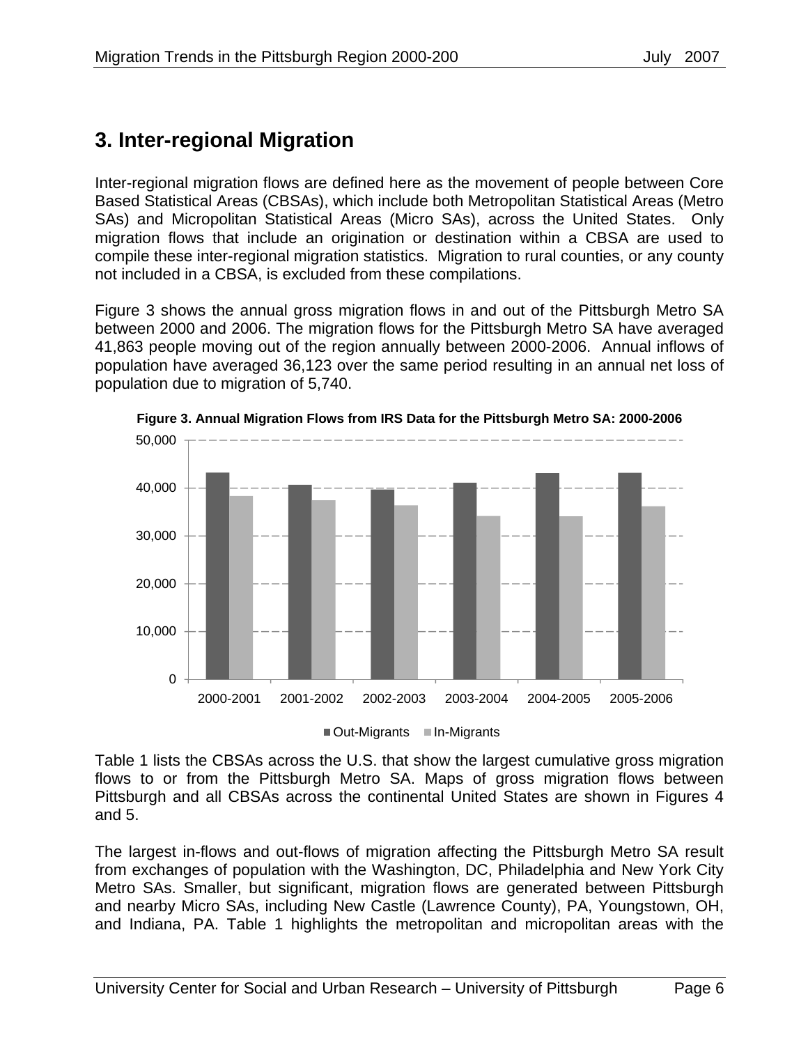## 3. Inter-regional Migration

Inter-regional migration flows are defined here as the movement of people between Core Based Statistical Areas (CBSAs), which include both Metropolitan Statistical Areas (Metro SAs) and Micropolitan Statistical Areas (Micro SAs), across the United States. Only migration flows that include an origination or destination within a CBSA are used to compile these inter-regional migration statistics. Migration to rural counties, or any county not included in a CBSA, is excluded from these compilations.

Figure 3 shows the annual gross migration flows in and out of the Pittsburgh Metro SA between 2000 and 2006. The migration flows for the Pittsburgh Metro SA have averaged 41,863 people moving out of the region annually between 2000-2006. Annual inflows of population have averaged 36,123 over the same period resulting in an annual net loss of population due to migration of 5,740.

**Figure 3. Annual Migration Flows from IRS Data for the Pittsburgh Metro SA: 2000-2006**

Table 1 lists the CBSAs across the U.S. that show the largest cumulative gross migration flows to or from the Pittsburgh Metro SA. Maps of gross migration flows between Pittsburgh and all CBSAs across the continental United States are shown in Figures 4 and 5.

The largest in-flows and out-flows of migration affecting the Pittsburgh Metro SA result from exchanges of population with the Washington, DC, Philadelphia and New York City Metro SAs. Smaller, but significant, migration flows are generated between Pittsburgh and nearby Micro SAs, including New Castle (Lawrence County), PA, Youngstown, OH, and Indiana, PA. Table 1 highlights the metropolitan and micropolitan areas with the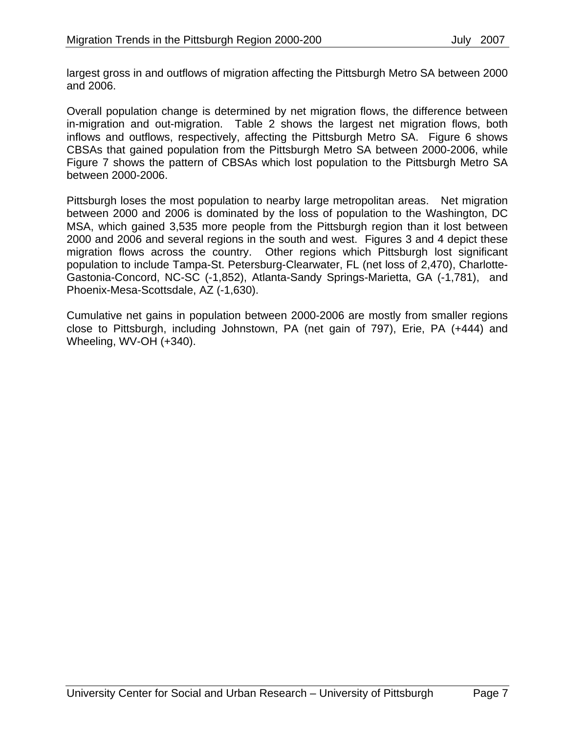largest gross in and outflows of migration affecting the Pittsburgh Metro SA between 2000 and 2006.

Overall population change is determined by net migration flows, the difference between in-migration and out-migration. Table 2 shows the largest net migration flows, both inflows and outflows, respectively, affecting the Pittsburgh Metro SA. Figure 6 shows CBSAs that gained population from the Pittsburgh Metro SA between 2000-2006, while Figure 7 shows the pattern of CBSAs which lost population to the Pittsburgh Metro SA between 2000-2006.

Pittsburgh loses the most population to nearby large metropolitan areas. Net migration between 2000 and 2006 is dominated by the loss of population to the Washington, DC MSA, which gained 3,535 more people from the Pittsburgh region than it lost between 2000 and 2006 and several regions in the south and west. Figures 3 and 4 depict these migration flows across the country. Other regions which Pittsburgh lost significant population to include Tampa-St. Petersburg-Clearwater, FL (net loss of 2,470), Charlotte-Gastonia-Concord, NC-SC (-1,852), Atlanta-Sandy Springs-Marietta, GA (-1,781), and Phoenix-Mesa-Scottsdale, AZ (-1,630).

Cumulative net gains in population between 2000-2006 are mostly from smaller regions close to Pittsburgh, including Johnstown, PA (net gain of 797), Erie, PA (+444) and Wheeling, WV-OH (+340).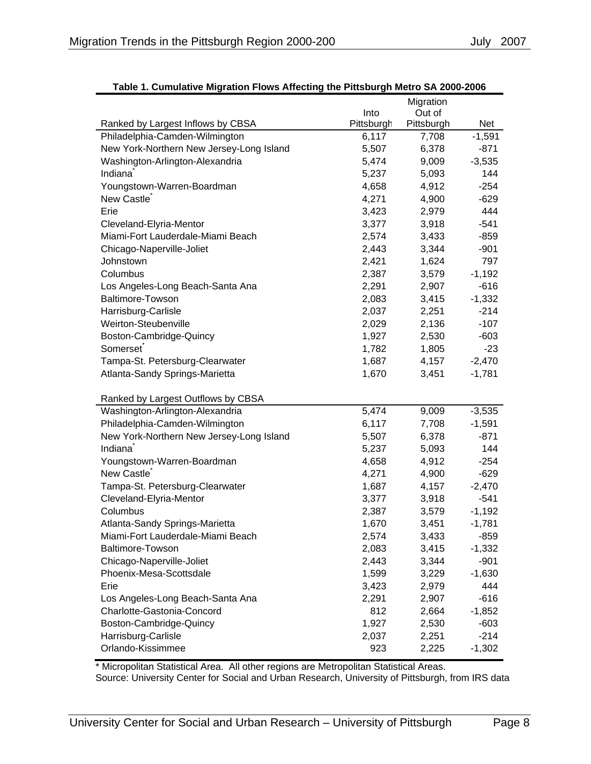**Table 1. Cumulative Migration Flows Affecting the Pittsburgh Metro SA 2000-2006**

| Ranked by Largest Inflows by CBSA | Migration Into Pittsburgh | Migration Out of Pittsburgh | Net |
|---|---|---|---|
| Philadelphia-Camden-Wilmington | 6,117 | 7,708 | -1,591 |
| New York-Northern New Jersey-Long Island | 5,507 | 6,378 | -871 |
| Washington-Arlington-Alexandria | 5,474 | 9,009 | -3,535 |
| Indiana* | 5,237 | 5,093 | 144 |
| Youngstown-Warren-Boardman | 4,658 | 4,912 | -254 |
| New Castle* | 4,271 | 4,900 | -629 |
| Erie | 3,423 | 2,979 | 444 |
| Cleveland-Elyria-Mentor | 3,377 | 3,918 | -541 |
| Miami-Fort Lauderdale-Miami Beach | 2,574 | 3,433 | -859 |
| Chicago-Naperville-Joliet | 2,443 | 3,344 | -901 |
| Johnstown | 2,421 | 1,624 | 797 |
| Columbus | 2,387 | 3,579 | -1,192 |
| Los Angeles-Long Beach-Santa Ana | 2,291 | 2,907 | -616 |
| Baltimore-Towson | 2,083 | 3,415 | -1,332 |
| Harrisburg-Carlisle | 2,037 | 2,251 | -214 |
| Weirton-Steubenville | 2,029 | 2,136 | -107 |
| Boston-Cambridge-Quincy | 1,927 | 2,530 | -603 |
| Somerset* | 1,782 | 1,805 | -23 |
| Tampa-St. Petersburg-Clearwater | 1,687 | 4,157 | -2,470 |
| Atlanta-Sandy Springs-Marietta | 1,670 | 3,451 | -1,781 |
| | | | |
| **Ranked by Largest Outflows by CBSA** | | | |
| Washington-Arlington-Alexandria | 5,474 | 9,009 | -3,535 |
| Philadelphia-Camden-Wilmington | 6,117 | 7,708 | -1,591 |
| New York-Northern New Jersey-Long Island | 5,507 | 6,378 | -871 |
| Indiana* | 5,237 | 5,093 | 144 |
| Youngstown-Warren-Boardman | 4,658 | 4,912 | -254 |
| New Castle* | 4,271 | 4,900 | -629 |
| Tampa-St. Petersburg-Clearwater | 1,687 | 4,157 | -2,470 |
| Cleveland-Elyria-Mentor | 3,377 | 3,918 | -541 |
| Columbus | 2,387 | 3,579 | -1,192 |
| Atlanta-Sandy Springs-Marietta | 1,670 | 3,451 | -1,781 |
| Miami-Fort Lauderdale-Miami Beach | 2,574 | 3,433 | -859 |
| Baltimore-Towson | 2,083 | 3,415 | -1,332 |
| Chicago-Naperville-Joliet | 2,443 | 3,344 | -901 |
| Phoenix-Mesa-Scottsdale | 1,599 | 3,229 | -1,630 |
| Erie | 3,423 | 2,979 | 444 |
| Los Angeles-Long Beach-Santa Ana | 2,291 | 2,907 | -616 |
| Charlotte-Gastonia-Concord | 812 | 2,664 | -1,852 |
| Boston-Cambridge-Quincy | 1,927 | 2,530 | -603 |
| Harrisburg-Carlisle | 2,037 | 2,251 | -214 |
| Orlando-Kissimmee | 923 | 2,225 | -1,302 |

\* Micropolitan Statistical Area. All other regions are Metropolitan Statistical Areas.

Source: University Center for Social and Urban Research, University of Pittsburgh, from IRS data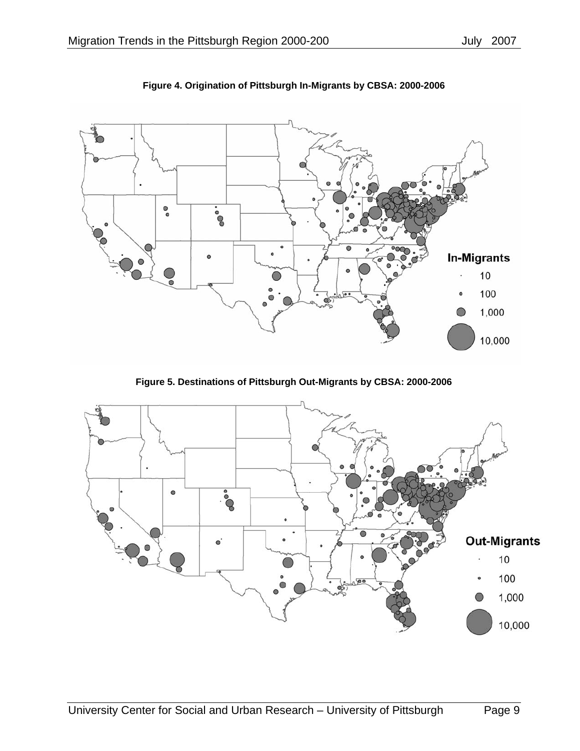**Figure 4. Origination of Pittsburgh In-Migrants by CBSA: 2000-2006**

**Figure 5. Destinations of Pittsburgh Out-Migrants by CBSA: 2000-2006**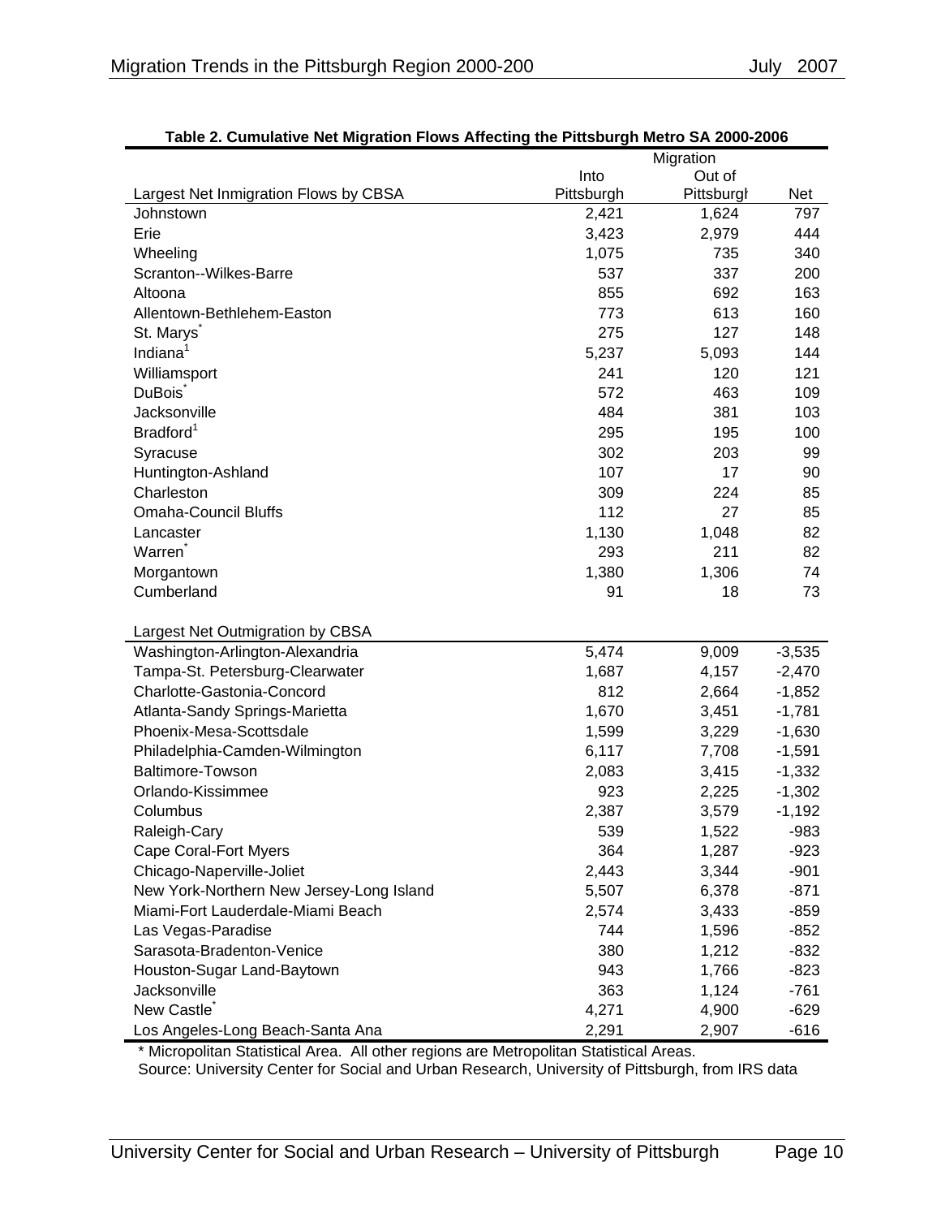**Table 2. Cumulative Net Migration Flows Affecting the Pittsburgh Metro SA 2000-2006**

| | Migration | | |
|---|---|---|---|
| Largest Net Inmigration Flows by CBSA | Into Pittsburgh | Out of Pittsburgh | Net |
| Johnstown | 2,421 | 1,624 | 797 |
| Erie | 3,423 | 2,979 | 444 |
| Wheeling | 1,075 | 735 | 340 |
| Scranton--Wilkes-Barre | 537 | 337 | 200 |
| Altoona | 855 | 692 | 163 |
| Allentown-Bethlehem-Easton | 773 | 613 | 160 |
| St. Marys* | 275 | 127 | 148 |
| Indiana[1] | 5,237 | 5,093 | 144 |
| Williamsport | 241 | 120 | 121 |
| DuBois* | 572 | 463 | 109 |
| Jacksonville | 484 | 381 | 103 |
| Bradford[1] | 295 | 195 | 100 |
| Syracuse | 302 | 203 | 99 |
| Huntington-Ashland | 107 | 17 | 90 |
| Charleston | 309 | 224 | 85 |
| Omaha-Council Bluffs | 112 | 27 | 85 |
| Lancaster | 1,130 | 1,048 | 82 |
| Warren* | 293 | 211 | 82 |
| Morgantown | 1,380 | 1,306 | 74 |
| Cumberland | 91 | 18 | 73 |
| | | | |
| **Largest Net Outmigration by CBSA** | | | |
| Washington-Arlington-Alexandria | 5,474 | 9,009 | -3,535 |
| Tampa-St. Petersburg-Clearwater | 1,687 | 4,157 | -2,470 |
| Charlotte-Gastonia-Concord | 812 | 2,664 | -1,852 |
| Atlanta-Sandy Springs-Marietta | 1,670 | 3,451 | -1,781 |
| Phoenix-Mesa-Scottsdale | 1,599 | 3,229 | -1,630 |
| Philadelphia-Camden-Wilmington | 6,117 | 7,708 | -1,591 |
| Baltimore-Towson | 2,083 | 3,415 | -1,332 |
| Orlando-Kissimmee | 923 | 2,225 | -1,302 |
| Columbus | 2,387 | 3,579 | -1,192 |
| Raleigh-Cary | 539 | 1,522 | -983 |
| Cape Coral-Fort Myers | 364 | 1,287 | -923 |
| Chicago-Naperville-Joliet | 2,443 | 3,344 | -901 |
| New York-Northern New Jersey-Long Island | 5,507 | 6,378 | -871 |
| Miami-Fort Lauderdale-Miami Beach | 2,574 | 3,433 | -859 |
| Las Vegas-Paradise | 744 | 1,596 | -852 |
| Sarasota-Bradenton-Venice | 380 | 1,212 | -832 |
| Houston-Sugar Land-Baytown | 943 | 1,766 | -823 |
| Jacksonville | 363 | 1,124 | -761 |
| New Castle* | 4,271 | 4,900 | -629 |
| Los Angeles-Long Beach-Santa Ana | 2,291 | 2,907 | -616 |

\* Micropolitan Statistical Area. All other regions are Metropolitan Statistical Areas.

Source: University Center for Social and Urban Research, University of Pittsburgh, from IRS data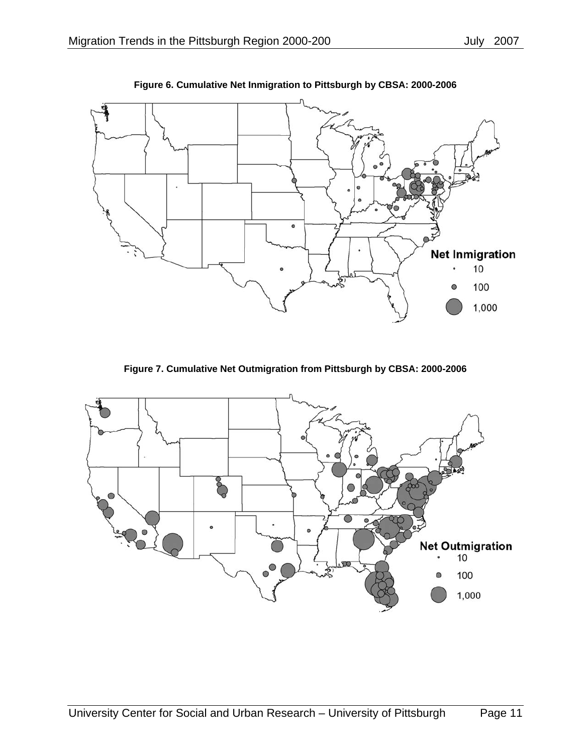**Figure 6. Cumulative Net Inmigration to Pittsburgh by CBSA: 2000-2006**

**Figure 7. Cumulative Net Outmigration from Pittsburgh by CBSA: 2000-2006**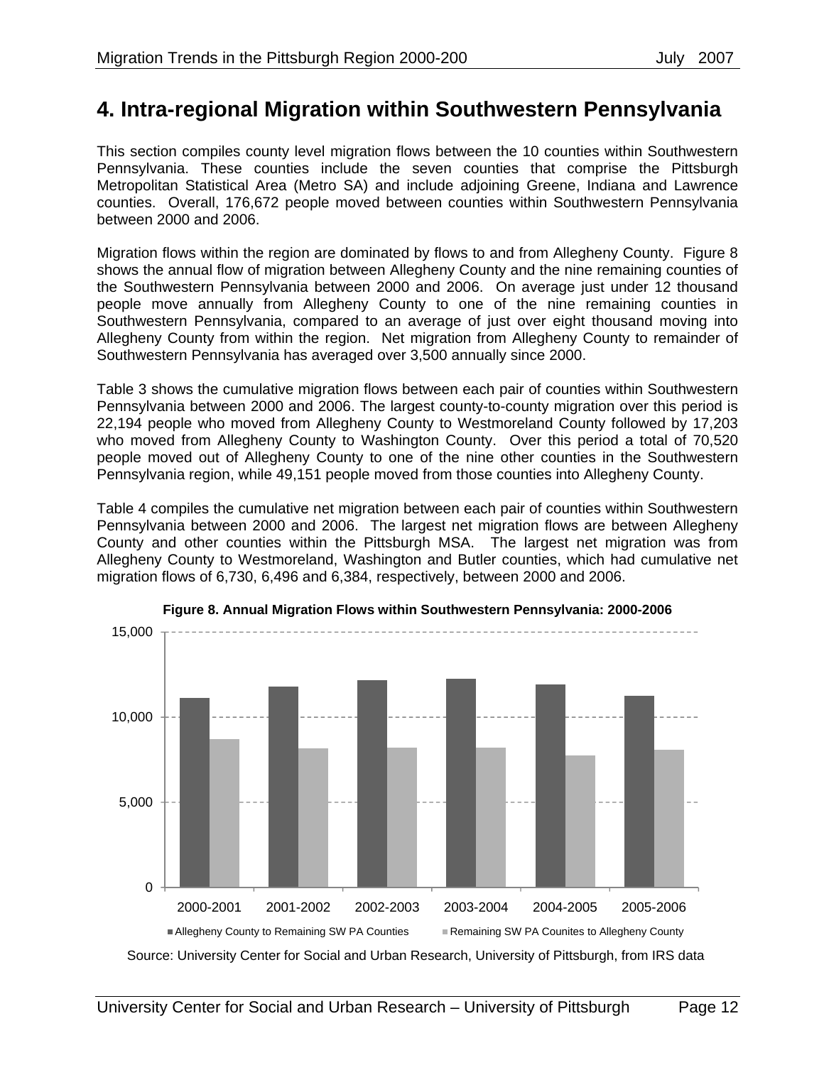# 4. Intra-regional Migration within Southwestern Pennsylvania

This section compiles county level migration flows between the 10 counties within Southwestern Pennsylvania. These counties include the seven counties that comprise the Pittsburgh Metropolitan Statistical Area (Metro SA) and include adjoining Greene, Indiana and Lawrence counties. Overall, 176,672 people moved between counties within Southwestern Pennsylvania between 2000 and 2006.

Migration flows within the region are dominated by flows to and from Allegheny County. Figure 8 shows the annual flow of migration between Allegheny County and the nine remaining counties of the Southwestern Pennsylvania between 2000 and 2006. On average just under 12 thousand people move annually from Allegheny County to one of the nine remaining counties in Southwestern Pennsylvania, compared to an average of just over eight thousand moving into Allegheny County from within the region. Net migration from Allegheny County to remainder of Southwestern Pennsylvania has averaged over 3,500 annually since 2000.

Table 3 shows the cumulative migration flows between each pair of counties within Southwestern Pennsylvania between 2000 and 2006. The largest county-to-county migration over this period is 22,194 people who moved from Allegheny County to Westmoreland County followed by 17,203 who moved from Allegheny County to Washington County. Over this period a total of 70,520 people moved out of Allegheny County to one of the nine other counties in the Southwestern Pennsylvania region, while 49,151 people moved from those counties into Allegheny County.

Table 4 compiles the cumulative net migration between each pair of counties within Southwestern Pennsylvania between 2000 and 2006. The largest net migration flows are between Allegheny County and other counties within the Pittsburgh MSA. The largest net migration was from Allegheny County to Westmoreland, Washington and Butler counties, which had cumulative net migration flows of 6,730, 6,496 and 6,384, respectively, between 2000 and 2006.

**Figure 8. Annual Migration Flows within Southwestern Pennsylvania: 2000-2006**

Source: University Center for Social and Urban Research, University of Pittsburgh, from IRS data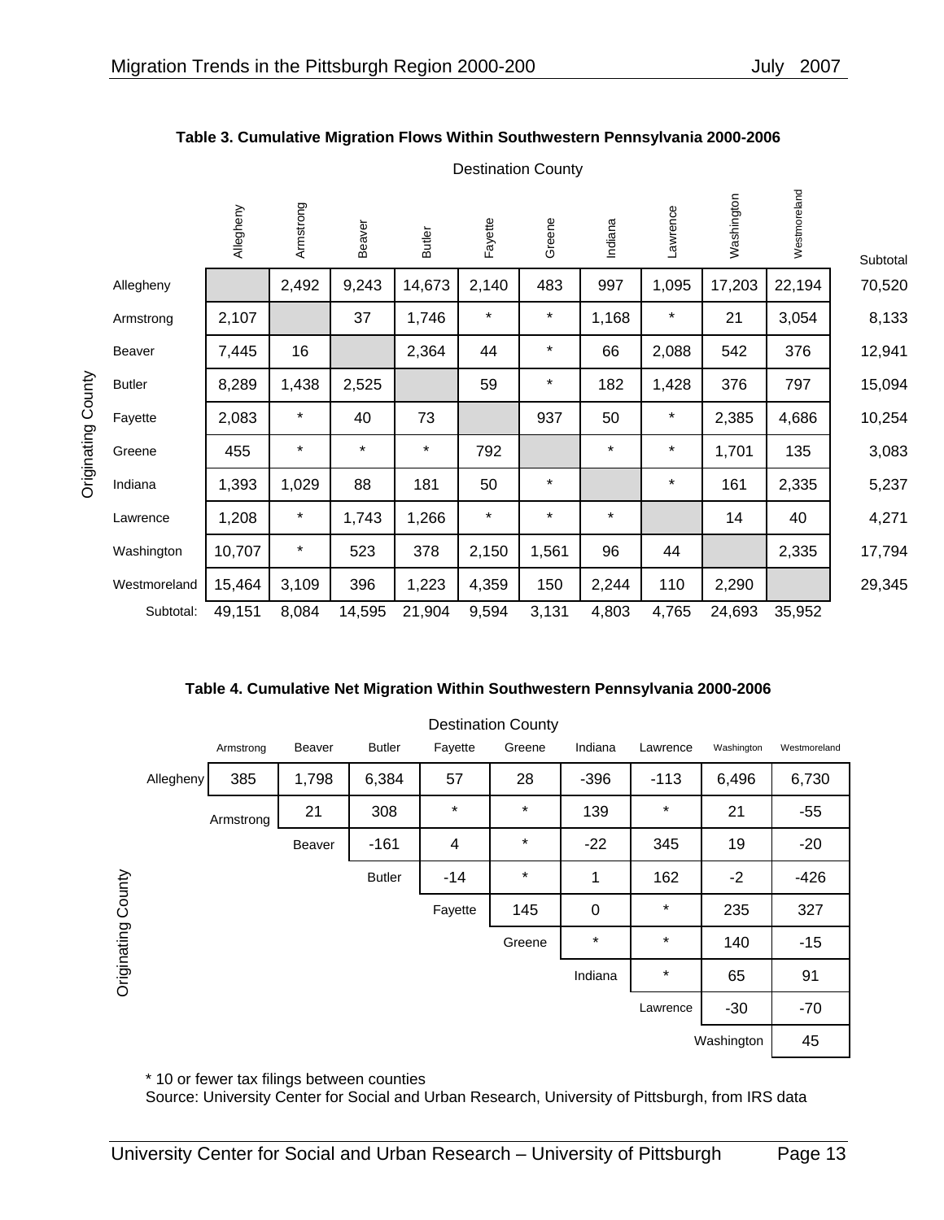**Table 3. Cumulative Migration Flows Within Southwestern Pennsylvania 2000-2006**

| Originating County | Allegheny | Armstrong | Beaver | Butler | Fayette | Greene | Indiana | Lawrence | Washington | Westmoreland | Subtotal |
|---|---|---|---|---|---|---|---|---|---|---|---|
| Allegheny | | 2,492 | 9,243 | 14,673 | 2,140 | 483 | 997 | 1,095 | 17,203 | 22,194 | 70,520 |
| Armstrong | 2,107 | | 37 | 1,746 | * | * | 1,168 | * | 21 | 3,054 | 8,133 |
| Beaver | 7,445 | 16 | | 2,364 | 44 | * | 66 | 2,088 | 542 | 376 | 12,941 |
| Butler | 8,289 | 1,438 | 2,525 | | 59 | * | 182 | 1,428 | 376 | 797 | 15,094 |
| Fayette | 2,083 | * | 40 | 73 | | 937 | 50 | * | 2,385 | 4,686 | 10,254 |
| Greene | 455 | * | * | * | 792 | | * | * | 1,701 | 135 | 3,083 |
| Indiana | 1,393 | 1,029 | 88 | 181 | 50 | * | | * | 161 | 2,335 | 5,237 |
| Lawrence | 1,208 | * | 1,743 | 1,266 | * | * | * | | 14 | 40 | 4,271 |
| Washington | 10,707 | * | 523 | 378 | 2,150 | 1,561 | 96 | 44 | | 2,335 | 17,794 |
| Westmoreland | 15,464 | 3,109 | 396 | 1,223 | 4,359 | 150 | 2,244 | 110 | 2,290 | | 29,345 |
| Subtotal: | 49,151 | 8,084 | 14,595 | 21,904 | 9,594 | 3,131 | 4,803 | 4,765 | 24,693 | 35,952 | |

Columns: Destination County; Rows: Originating County

**Table 4. Cumulative Net Migration Within Southwestern Pennsylvania 2000-2006**

| Originating County | Armstrong | Beaver | Butler | Fayette | Greene | Indiana | Lawrence | Washington | Westmoreland |
|---|---|---|---|---|---|---|---|---|---|
| Allegheny | 385 | 1,798 | 6,384 | 57 | 28 | -396 | -113 | 6,496 | 6,730 |
| Armstrong | | 21 | 308 | * | * | 139 | * | 21 | -55 |
| Beaver | | | -161 | 4 | * | -22 | 345 | 19 | -20 |
| Butler | | | | -14 | * | 1 | 162 | -2 | -426 |
| Fayette | | | | | 145 | 0 | * | 235 | 327 |
| Greene | | | | | | * | * | 140 | -15 |
| Indiana | | | | | | | * | 65 | 91 |
| Lawrence | | | | | | | | -30 | -70 |
| Washington | | | | | | | | | 45 |

Columns: Destination County; Rows: Originating County

\* 10 or fewer tax filings between counties

Source: University Center for Social and Urban Research, University of Pittsburgh, from IRS data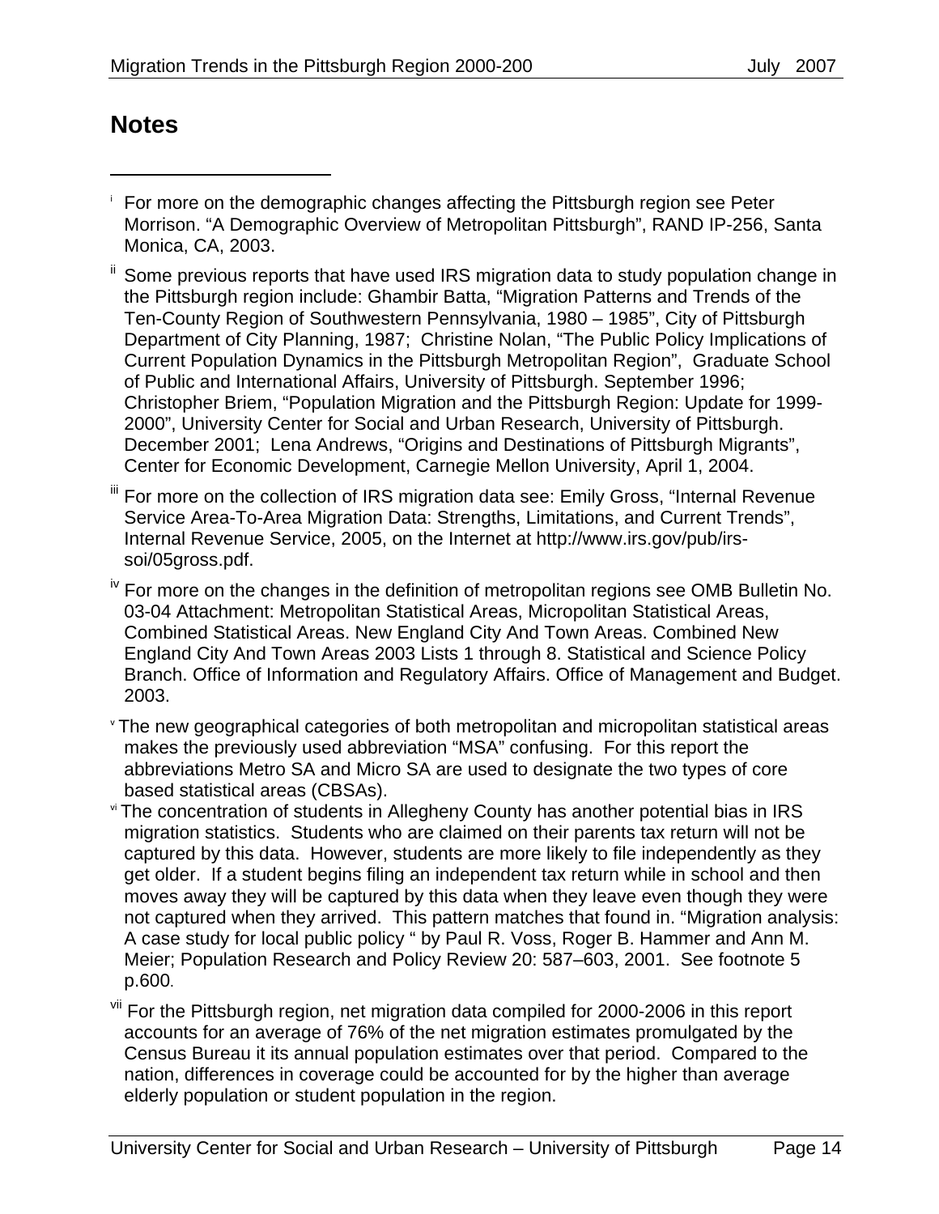## Notes

[i] For more on the demographic changes affecting the Pittsburgh region see Peter Morrison. "A Demographic Overview of Metropolitan Pittsburgh", RAND IP-256, Santa Monica, CA, 2003.

[ii] Some previous reports that have used IRS migration data to study population change in the Pittsburgh region include: Ghambir Batta, "Migration Patterns and Trends of the Ten-County Region of Southwestern Pennsylvania, 1980 – 1985", City of Pittsburgh Department of City Planning, 1987; Christine Nolan, "The Public Policy Implications of Current Population Dynamics in the Pittsburgh Metropolitan Region", Graduate School of Public and International Affairs, University of Pittsburgh. September 1996; Christopher Briem, "Population Migration and the Pittsburgh Region: Update for 1999-2000", University Center for Social and Urban Research, University of Pittsburgh. December 2001; Lena Andrews, "Origins and Destinations of Pittsburgh Migrants", Center for Economic Development, Carnegie Mellon University, April 1, 2004.

[iii] For more on the collection of IRS migration data see: Emily Gross, "Internal Revenue Service Area-To-Area Migration Data: Strengths, Limitations, and Current Trends", Internal Revenue Service, 2005, on the Internet at http://www.irs.gov/pub/irs-soi/05gross.pdf.

[iv] For more on the changes in the definition of metropolitan regions see OMB Bulletin No. 03-04 Attachment: Metropolitan Statistical Areas, Micropolitan Statistical Areas, Combined Statistical Areas. New England City And Town Areas. Combined New England City And Town Areas 2003 Lists 1 through 8. Statistical and Science Policy Branch. Office of Information and Regulatory Affairs. Office of Management and Budget. 2003.

[v] The new geographical categories of both metropolitan and micropolitan statistical areas makes the previously used abbreviation "MSA" confusing. For this report the abbreviations Metro SA and Micro SA are used to designate the two types of core based statistical areas (CBSAs).

[vi] The concentration of students in Allegheny County has another potential bias in IRS migration statistics. Students who are claimed on their parents tax return will not be captured by this data. However, students are more likely to file independently as they get older. If a student begins filing an independent tax return while in school and then moves away they will be captured by this data when they leave even though they were not captured when they arrived. This pattern matches that found in. "Migration analysis: A case study for local public policy " by Paul R. Voss, Roger B. Hammer and Ann M. Meier; Population Research and Policy Review 20: 587–603, 2001. See footnote 5 p.600.

[vii] For the Pittsburgh region, net migration data compiled for 2000-2006 in this report accounts for an average of 76% of the net migration estimates promulgated by the Census Bureau it its annual population estimates over that period. Compared to the nation, differences in coverage could be accounted for by the higher than average elderly population or student population in the region.